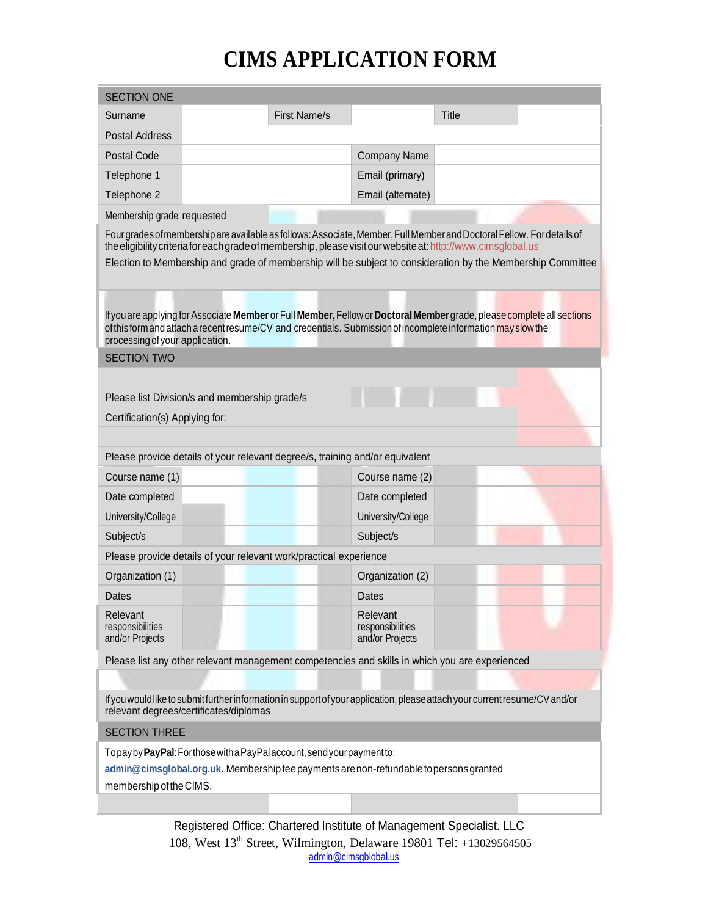# CIMS APPLICATION FORM

| SECTION ONE | | | | | |
|---|---|---|---|---|---|
| Surname | | First Name/s | | Title | |
| Postal Address | | | | | |
| Postal Code | | | Company Name | | |
| Telephone 1 | | | Email (primary) | | |
| Telephone 2 | | | Email (alternate) | | |
| Membership grade requested | | | | | |

Four grades of membership are available as follows: Associate, Member, Full Member and Doctoral Fellow. For details of the eligibility criteria for each grade of membership, please visit our website at: http://www.cimsglobal.us

Election to Membership and grade of membership will be subject to consideration by the Membership Committee

If you are applying for Associate **Member** or Full **Member,** Fellow or **Doctoral Member** grade, please complete all sections of this form and attach a recent resume/CV and credentials. Submission of incomplete information may slow the processing of your application.

| SECTION TWO | |
|---|---|
| Please list Division/s and membership grade/s | |
| Certification(s) Applying for: | |

Please provide details of your relevant degree/s, training and/or equivalent

| | | | |
|---|---|---|---|
| Course name (1) | | Course name (2) | |
| Date completed | | Date completed | |
| University/College | | University/College | |
| Subject/s | | Subject/s | |

Please provide details of your relevant work/practical experience

| | | | |
|---|---|---|---|
| Organization (1) | | Organization (2) | |
| Dates | | Dates | |
| Relevant responsibilities and/or Projects | | Relevant responsibilities and/or Projects | |

Please list any other relevant management competencies and skills in which you are experienced

If you would like to submit further information in support of your application, please attach your current resume/CV and/or relevant degrees/certificates/diplomas

**SECTION THREE**

To pay by **PayPal**: For those with a PayPal account, send your payment to:

**admin@cimsglobal.org.uk.** Membership fee payments are non-refundable to persons granted membership of the CIMS.

Registered Office: Chartered Institute of Management Specialist. LLC
108, West 13th Street, Wilmington, Delaware 19801 Tel: +13029564505
admin@cimsgblobal.us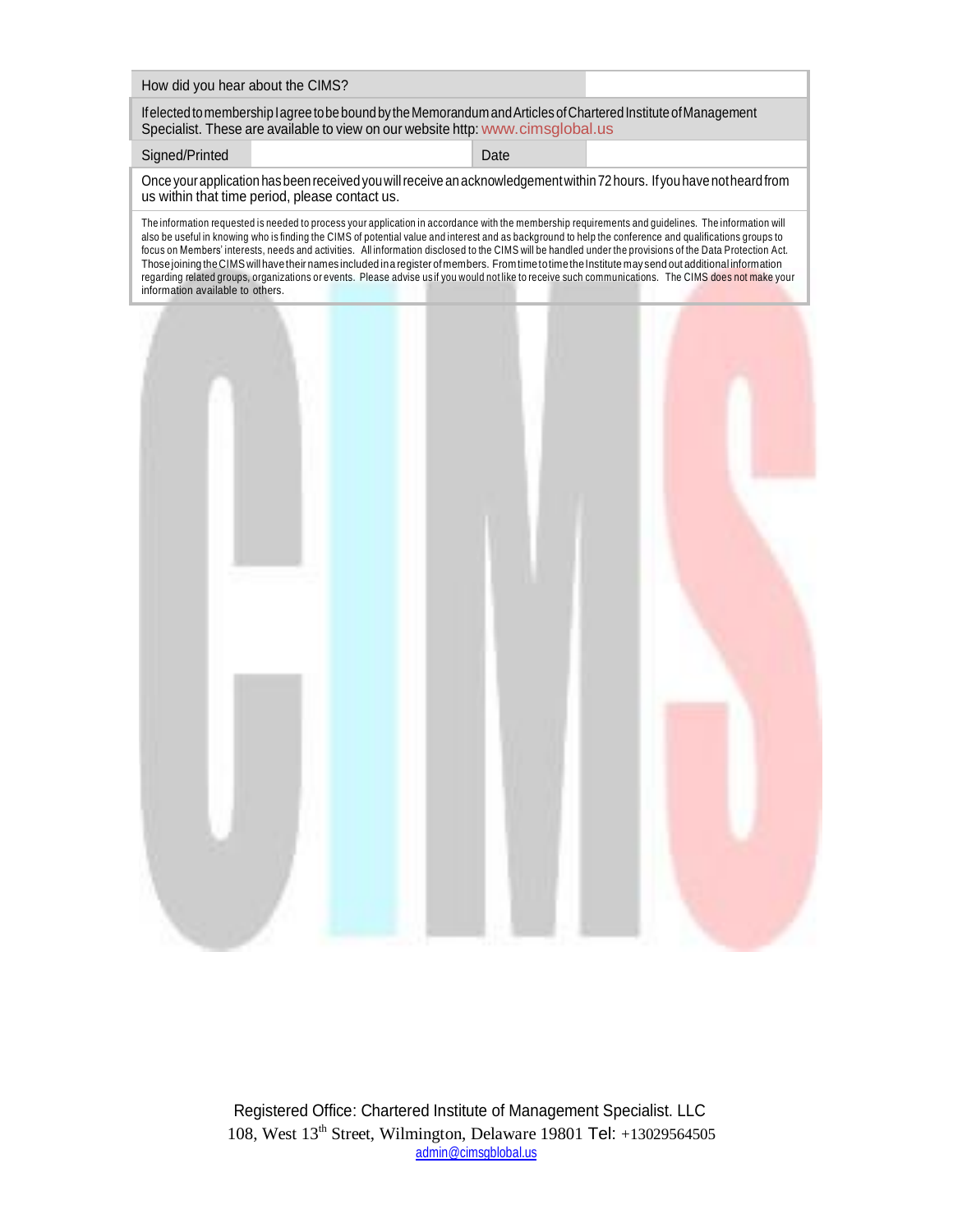| | | | |
|---|---|---|---|
| How did you hear about the CIMS? | | | |
| If elected to membership I agree to be bound by the Memorandum and Articles of Chartered Institute of Management Specialist. These are available to view on our website http: www.cimsglobal.us | | | |
| Signed/Printed | | Date | |
| Once your application has been received you will receive an acknowledgement within 72 hours. If you have not heard from us within that time period, please contact us. | | | |
| The information requested is needed to process your application in accordance with the membership requirements and guidelines. The information will also be useful in knowing who is finding the CIMS of potential value and interest and as background to help the conference and qualifications groups to focus on Members' interests, needs and activities. All information disclosed to the CIMS will be handled under the provisions of the Data Protection Act. Those joining the CIMS will have their names included in a register of members. From time to time the Institute may send out additional information regarding related groups, organizations or events. Please advise us if you would not like to receive such communications. The CIMS does not make your information available to others. | | | |

Registered Office: Chartered Institute of Management Specialist. LLC
108, West 13th Street, Wilmington, Delaware 19801 Tel: +13029564505
admin@cimsglobal.us